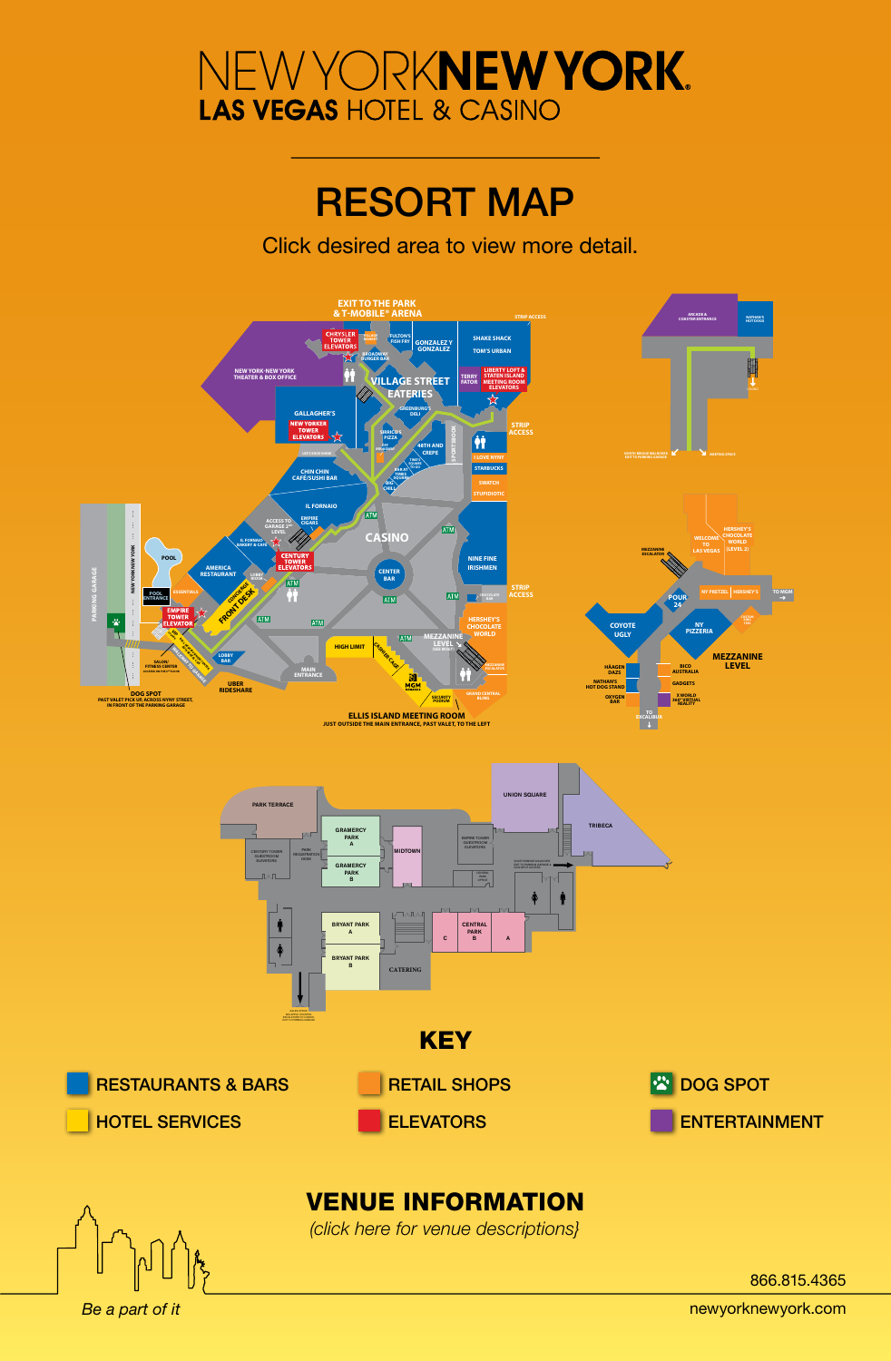# NEW YORK NEW YORK

## LAS VEGAS HOTEL & CASINO

# RESORT MAP

Click desired area to view more detail.

# KEY

- RESTAURANTS & BARS
- HOTEL SERVICES
- RETAIL SHOPS
- ELEVATORS
- DOG SPOT
- ENTERTAINMENT

## VENUE INFORMATION

*(click here for venue descriptions)*

*Be a part of it*

866.815.4365

newyorknewyork.com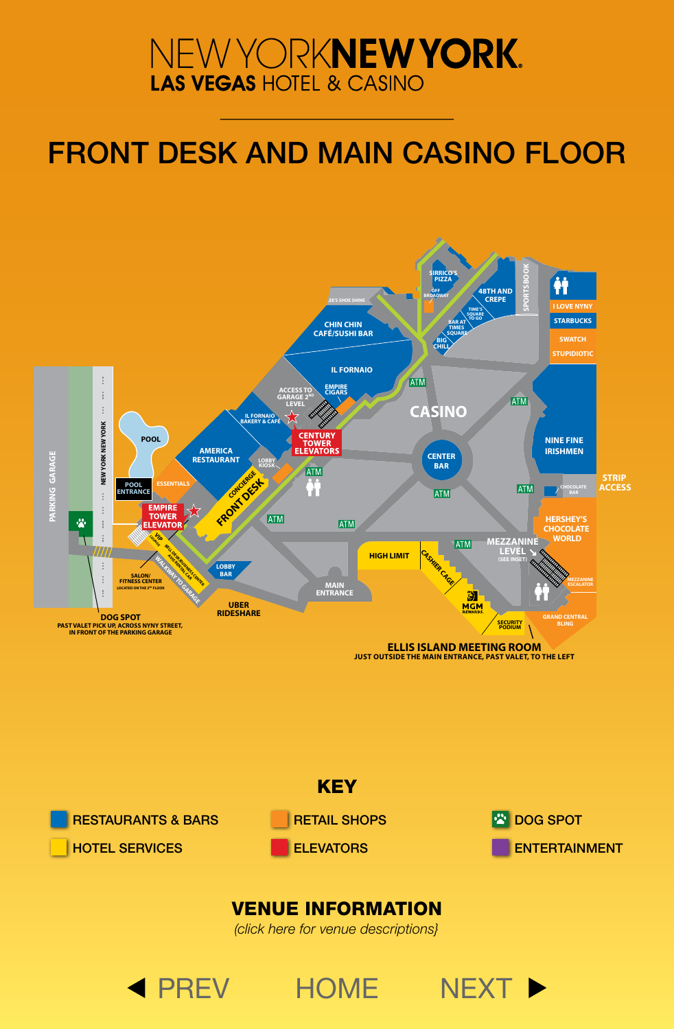# NEW YORK NEW YORK

## LAS VEGAS HOTEL & CASINO

# FRONT DESK AND MAIN CASINO FLOOR

SIRRICO'S PIZZA

OFF BROADWAY

LEE'S SHOE SHINE

48TH AND CREPE

SPORTSBOOK

I LOVE NYNY

STARBUCKS

SWATCH

STUPIDIOTIC

TIME'S SQUARE TO GO

BAR AT TIMES SQUARE

BIG CHILL

CHIN CHIN CAFÉ/SUSHI BAR

IL FORNAIO

EMPIRE CIGARS

ACCESS TO GARAGE 2ND LEVEL

ATM

CASINO

IL FORNAIO BAKERY & CAFE

CENTURY TOWER ELEVATORS

POOL

AMERICA RESTAURANT

LOBBY KIOSK

CENTER BAR

NINE FINE IRISHMEN

POOL ENTRANCE

ESSENTIALS

CONCIERGE

FRONT DESK

CHOCOLATE BAR

STRIP ACCESS

PARKING GARAGE

NEW YORK NEW YORK

EMPIRE TOWER ELEVATOR

VIP LOUNGE

BELL DESK/BUSINESS CENTER AND RENTAL CAR

WALKWAY TO GARAGE

LOBBY BAR

HIGH LIMIT

CASHIER CAGE

MEZZANINE LEVEL (SEE INSET)

HERSHEY'S CHOCOLATE WORLD

MEZZANINE ESCALATOR

SALON/FITNESS CENTER LOCATED ON THE 3RD FLOOR

MAIN ENTRANCE

MGM REWARDS

SECURITY PODIUM

GRAND CENTRAL BLING

UBER RIDESHARE

DOG SPOT PAST VALET PICK UP, ACROSS NYNY STREET, IN FRONT OF THE PARKING GARAGE

ELLIS ISLAND MEETING ROOM JUST OUTSIDE THE MAIN ENTRANCE, PAST VALET, TO THE LEFT

## KEY

- RESTAURANTS & BARS
- RETAIL SHOPS
- DOG SPOT
- HOTEL SERVICES
- ELEVATORS
- ENTERTAINMENT

## VENUE INFORMATION

*{click here for venue descriptions}*

◀ PREV HOME NEXT ▶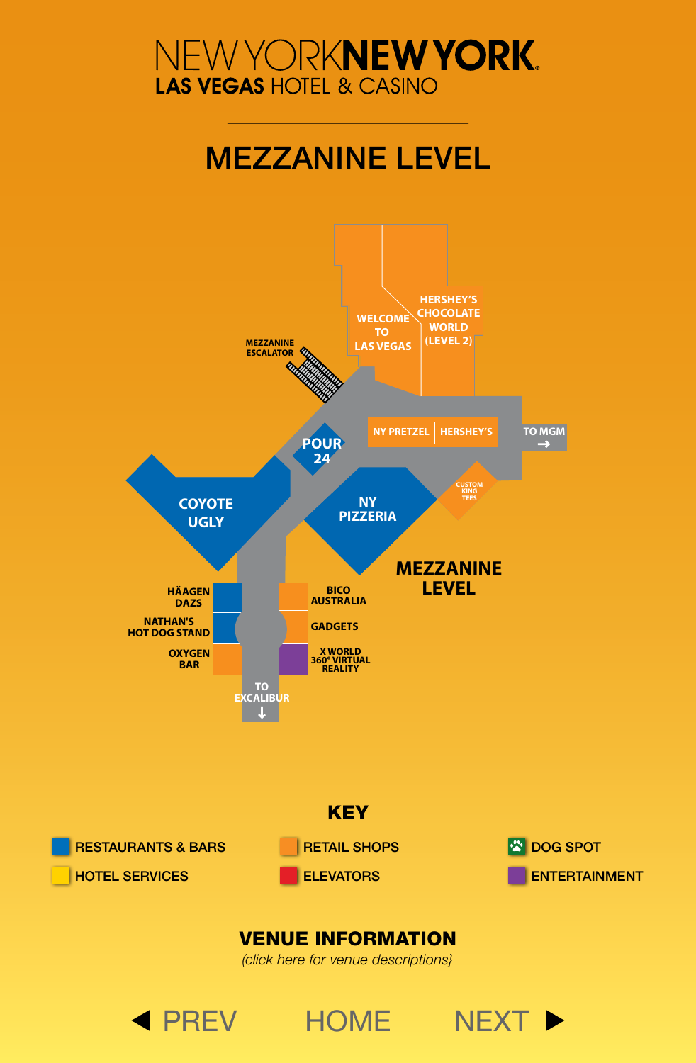# NEW YORK NEW YORK
## LAS VEGAS HOTEL & CASINO

# MEZZANINE LEVEL

HERSHEY'S CHOCOLATE WORLD (LEVEL 2)

WELCOME TO LAS VEGAS

MEZZANINE ESCALATOR

NY PRETZEL

HERSHEY'S

TO MGM →

POUR 24

COYOTE UGLY

NY PIZZERIA

CUSTOM KING TEES

MEZZANINE LEVEL

HÄAGEN DAZS

NATHAN'S HOT DOG STAND

OXYGEN BAR

BICO AUSTRALIA

GADGETS

X WORLD 360° VIRTUAL REALITY

TO EXCALIBUR ↓

## KEY

- RESTAURANTS & BARS
- RETAIL SHOPS
- DOG SPOT
- HOTEL SERVICES
- ELEVATORS
- ENTERTAINMENT

## VENUE INFORMATION

*{click here for venue descriptions}*

◀ PREV HOME NEXT ▶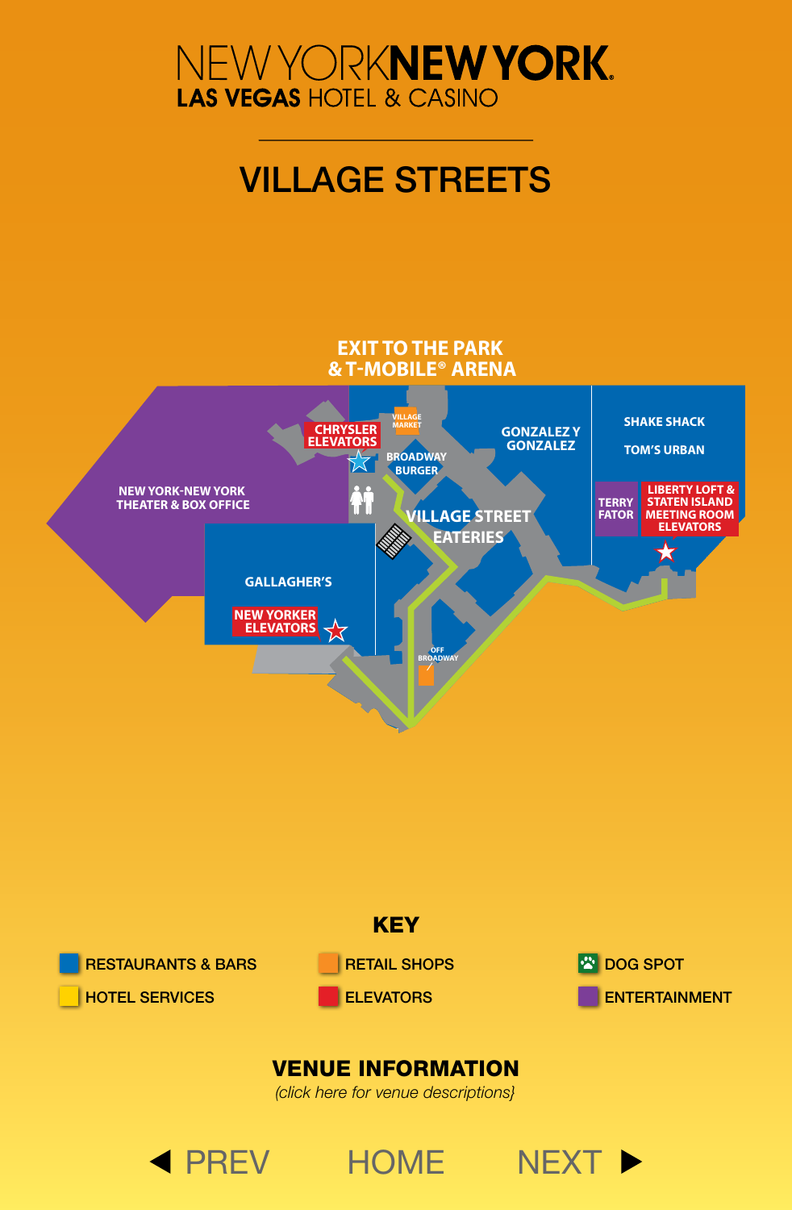# NEW YORK NEW YORK

**LAS VEGAS** HOTEL & CASINO

## VILLAGE STREETS

EXIT TO THE PARK & T-MOBILE® ARENA

NEW YORK-NEW YORK THEATER & BOX OFFICE

CHRYSLER ELEVATORS

VILLAGE MARKET

BROADWAY BURGER

GONZALEZ Y GONZALEZ

SHAKE SHACK

TOM'S URBAN

TERRY FATOR

LIBERTY LOFT & STATEN ISLAND MEETING ROOM ELEVATORS

VILLAGE STREET EATERIES

GALLAGHER'S

NEW YORKER ELEVATORS

OFF BROADWAY

### KEY

- RESTAURANTS & BARS
- HOTEL SERVICES
- RETAIL SHOPS
- ELEVATORS
- DOG SPOT
- ENTERTAINMENT

### VENUE INFORMATION

*(click here for venue descriptions)*

◀ PREV HOME NEXT ▶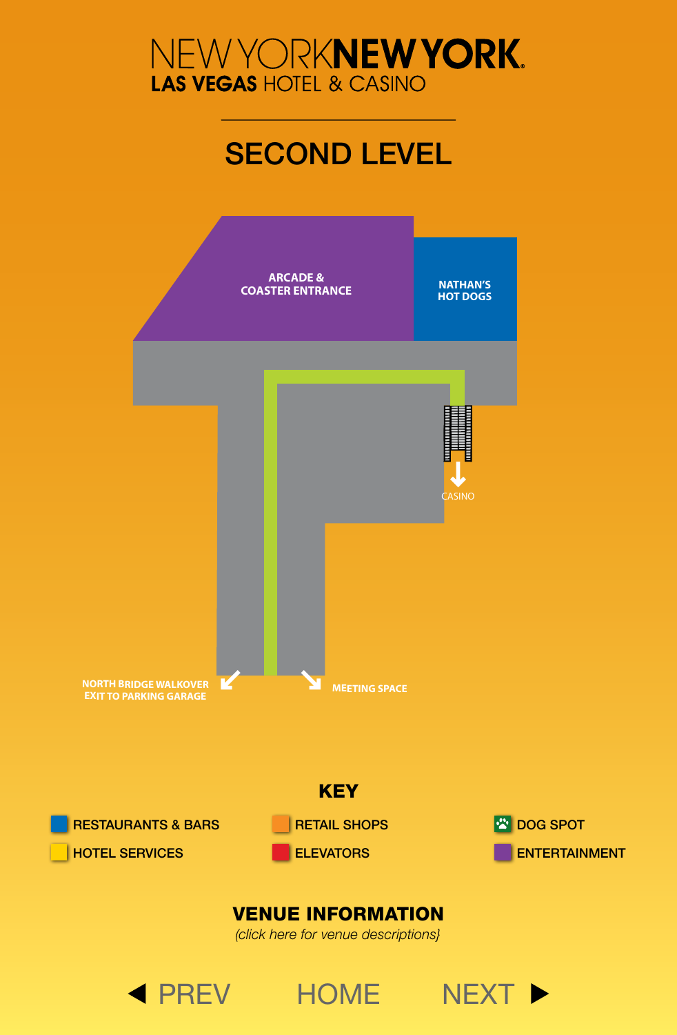# NEW YORK NEW YORK

**LAS VEGAS** HOTEL & CASINO

## SECOND LEVEL

ARCADE & COASTER ENTRANCE

NATHAN'S HOT DOGS

CASINO

NORTH BRIDGE WALKOVER EXIT TO PARKING GARAGE

MEETING SPACE

### KEY

- RESTAURANTS & BARS
- RETAIL SHOPS
- DOG SPOT
- HOTEL SERVICES
- ELEVATORS
- ENTERTAINMENT

### VENUE INFORMATION

*(click here for venue descriptions)*

◀ PREV HOME NEXT ▶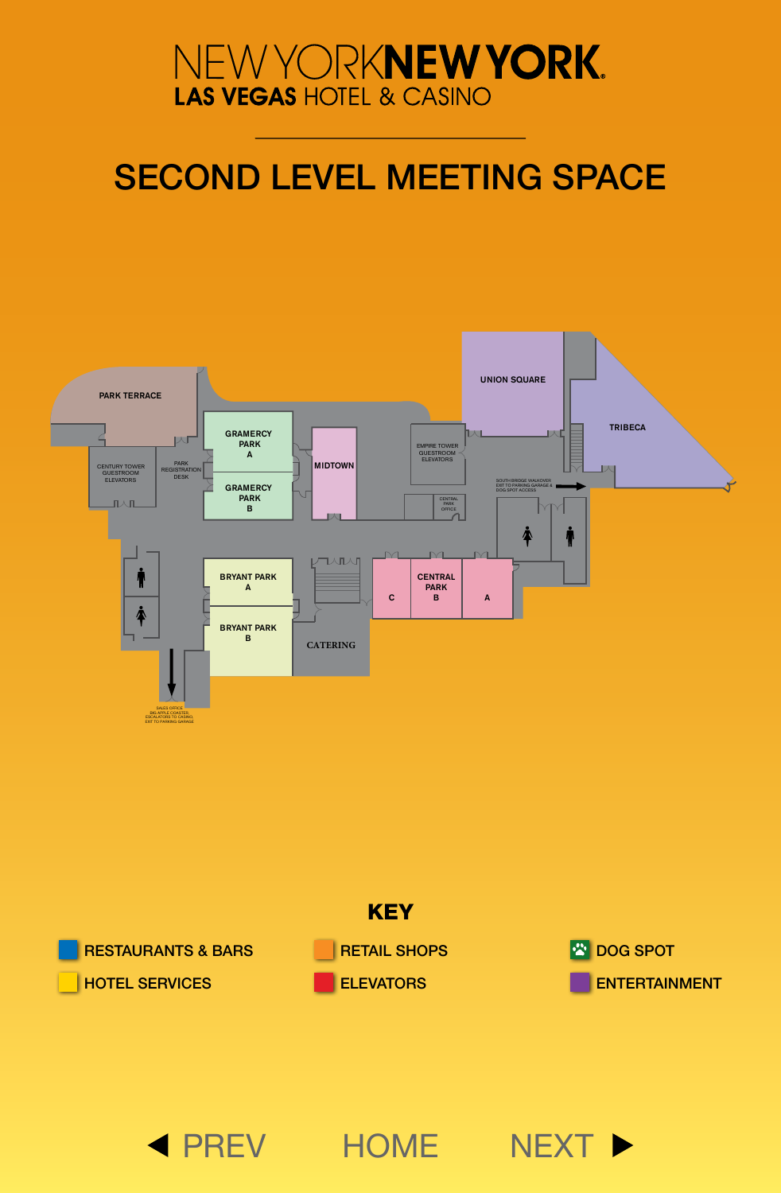# NEW YORK NEW YORK

## LAS VEGAS HOTEL & CASINO

## SECOND LEVEL MEETING SPACE

PARK TERRACE

CENTURY TOWER GUESTROOM ELEVATORS

PARK REGISTRATION DESK

GRAMERCY PARK A

GRAMERCY PARK B

MIDTOWN

EMPIRE TOWER GUESTROOM ELEVATORS

CENTRAL PARK OFFICE

UNION SQUARE

TRIBECA

SOUTH BRIDGE WALKOVER EXIT TO PARKING GARAGE & DOG SPOT ACCESS

BRYANT PARK A

BRYANT PARK B

CATERING

CENTRAL PARK C

CENTRAL PARK B

CENTRAL PARK A

SALES OFFICE BIG APPLE COASTER ESCALATORS TO CASINO, EXIT TO PARKING GARAGE

### KEY

- RESTAURANTS & BARS
- RETAIL SHOPS
- DOG SPOT
- HOTEL SERVICES
- ELEVATORS
- ENTERTAINMENT

◀ PREV HOME NEXT ▶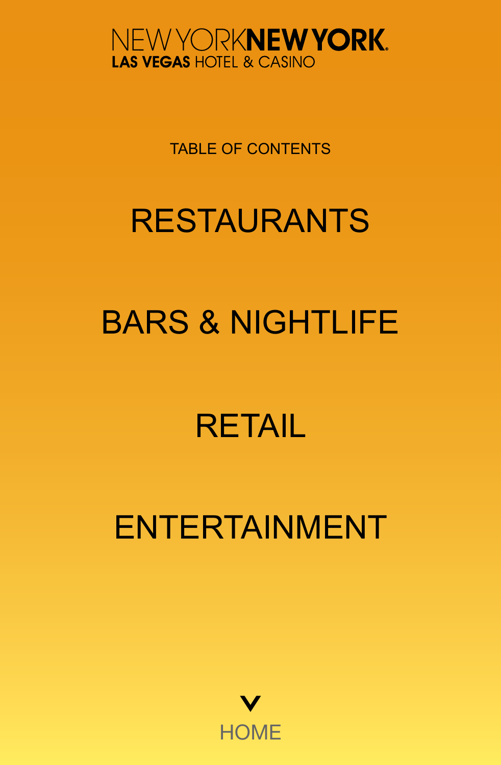NEW YORK NEW YORK
LAS VEGAS HOTEL & CASINO

TABLE OF CONTENTS

# RESTAURANTS

# BARS & NIGHTLIFE

# RETAIL

# ENTERTAINMENT

HOME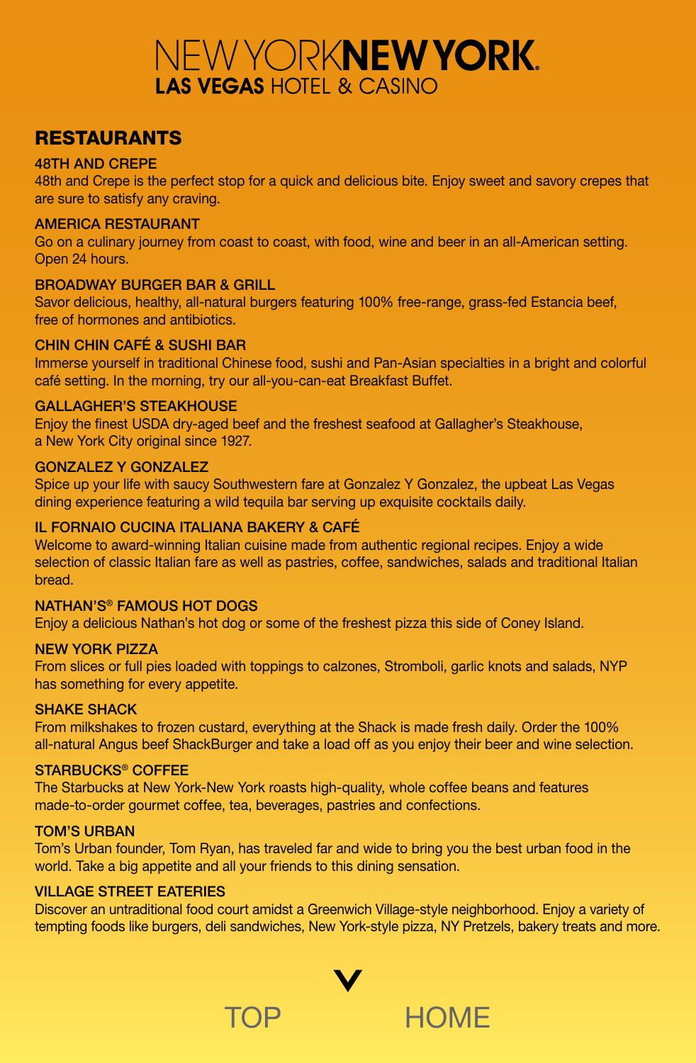# NEW YORK NEW YORK
LAS VEGAS HOTEL & CASINO

## RESTAURANTS

### 48TH AND CREPE
48th and Crepe is the perfect stop for a quick and delicious bite. Enjoy sweet and savory crepes that are sure to satisfy any craving.

### AMERICA RESTAURANT
Go on a culinary journey from coast to coast, with food, wine and beer in an all-American setting. Open 24 hours.

### BROADWAY BURGER BAR & GRILL
Savor delicious, healthy, all-natural burgers featuring 100% free-range, grass-fed Estancia beef, free of hormones and antibiotics.

### CHIN CHIN CAFÉ & SUSHI BAR
Immerse yourself in traditional Chinese food, sushi and Pan-Asian specialties in a bright and colorful café setting. In the morning, try our all-you-can-eat Breakfast Buffet.

### GALLAGHER'S STEAKHOUSE
Enjoy the finest USDA dry-aged beef and the freshest seafood at Gallagher's Steakhouse, a New York City original since 1927.

### GONZALEZ Y GONZALEZ
Spice up your life with saucy Southwestern fare at Gonzalez Y Gonzalez, the upbeat Las Vegas dining experience featuring a wild tequila bar serving up exquisite cocktails daily.

### IL FORNAIO CUCINA ITALIANA BAKERY & CAFÉ
Welcome to award-winning Italian cuisine made from authentic regional recipes. Enjoy a wide selection of classic Italian fare as well as pastries, coffee, sandwiches, salads and traditional Italian bread.

### NATHAN'S® FAMOUS HOT DOGS
Enjoy a delicious Nathan's hot dog or some of the freshest pizza this side of Coney Island.

### NEW YORK PIZZA
From slices or full pies loaded with toppings to calzones, Stromboli, garlic knots and salads, NYP has something for every appetite.

### SHAKE SHACK
From milkshakes to frozen custard, everything at the Shack is made fresh daily. Order the 100% all-natural Angus beef ShackBurger and take a load off as you enjoy their beer and wine selection.

### STARBUCKS® COFFEE
The Starbucks at New York-New York roasts high-quality, whole coffee beans and features made-to-order gourmet coffee, tea, beverages, pastries and confections.

### TOM'S URBAN
Tom's Urban founder, Tom Ryan, has traveled far and wide to bring you the best urban food in the world. Take a big appetite and all your friends to this dining sensation.

### VILLAGE STREET EATERIES
Discover an untraditional food court amidst a Greenwich Village-style neighborhood. Enjoy a variety of tempting foods like burgers, deli sandwiches, New York-style pizza, NY Pretzels, bakery treats and more.

TOP HOME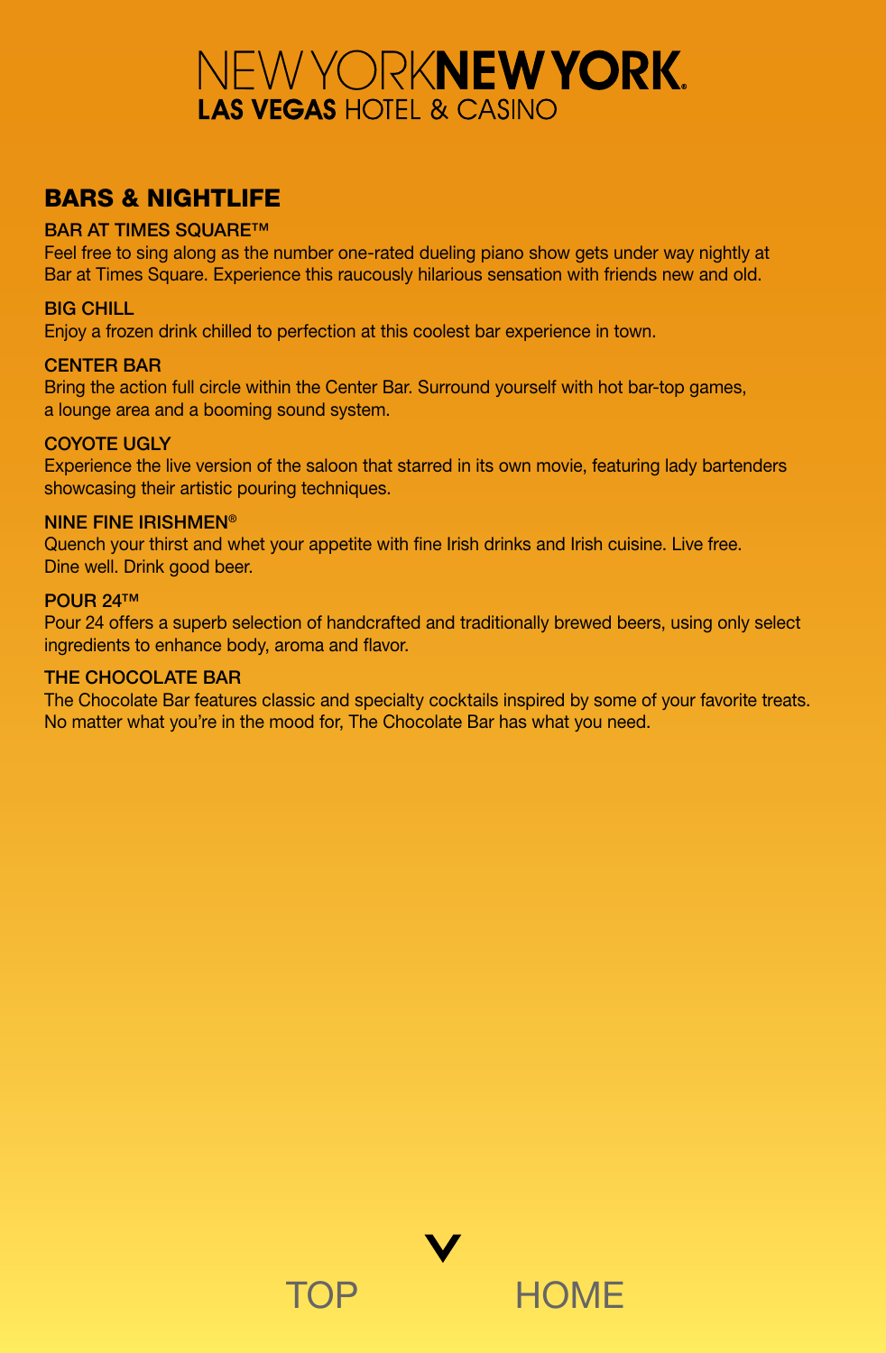# NEW YORK NEW YORK
## LAS VEGAS HOTEL & CASINO

## BARS & NIGHTLIFE

### BAR AT TIMES SQUARE™

Feel free to sing along as the number one-rated dueling piano show gets under way nightly at Bar at Times Square. Experience this raucously hilarious sensation with friends new and old.

### BIG CHILL

Enjoy a frozen drink chilled to perfection at this coolest bar experience in town.

### CENTER BAR

Bring the action full circle within the Center Bar. Surround yourself with hot bar-top games, a lounge area and a booming sound system.

### COYOTE UGLY

Experience the live version of the saloon that starred in its own movie, featuring lady bartenders showcasing their artistic pouring techniques.

### NINE FINE IRISHMEN®

Quench your thirst and whet your appetite with fine Irish drinks and Irish cuisine. Live free. Dine well. Drink good beer.

### POUR 24™

Pour 24 offers a superb selection of handcrafted and traditionally brewed beers, using only select ingredients to enhance body, aroma and flavor.

### THE CHOCOLATE BAR

The Chocolate Bar features classic and specialty cocktails inspired by some of your favorite treats. No matter what you're in the mood for, The Chocolate Bar has what you need.

TOP HOME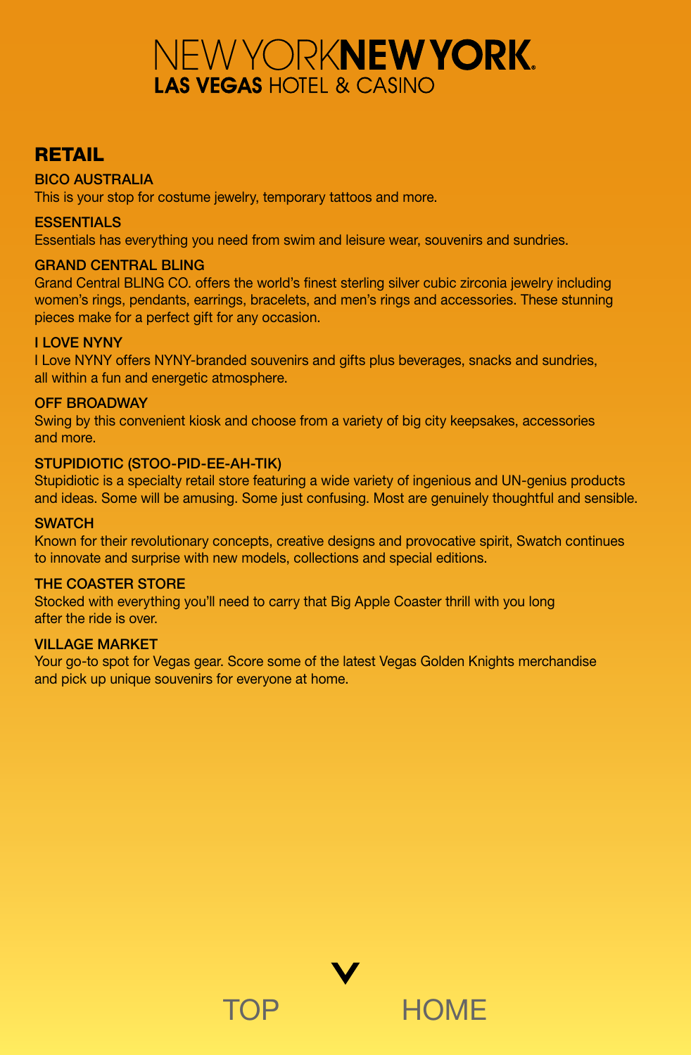# NEW YORK NEW YORK
## LAS VEGAS HOTEL & CASINO

## RETAIL

### BICO AUSTRALIA
This is your stop for costume jewelry, temporary tattoos and more.

### ESSENTIALS
Essentials has everything you need from swim and leisure wear, souvenirs and sundries.

### GRAND CENTRAL BLING
Grand Central BLING CO. offers the world's finest sterling silver cubic zirconia jewelry including women's rings, pendants, earrings, bracelets, and men's rings and accessories. These stunning pieces make for a perfect gift for any occasion.

### I LOVE NYNY
I Love NYNY offers NYNY-branded souvenirs and gifts plus beverages, snacks and sundries, all within a fun and energetic atmosphere.

### OFF BROADWAY
Swing by this convenient kiosk and choose from a variety of big city keepsakes, accessories and more.

### STUPIDIOTIC (STOO-PID-EE-AH-TIK)
Stupidiotic is a specialty retail store featuring a wide variety of ingenious and UN-genius products and ideas. Some will be amusing. Some just confusing. Most are genuinely thoughtful and sensible.

### SWATCH
Known for their revolutionary concepts, creative designs and provocative spirit, Swatch continues to innovate and surprise with new models, collections and special editions.

### THE COASTER STORE
Stocked with everything you'll need to carry that Big Apple Coaster thrill with you long after the ride is over.

### VILLAGE MARKET
Your go-to spot for Vegas gear. Score some of the latest Vegas Golden Knights merchandise and pick up unique souvenirs for everyone at home.

TOP HOME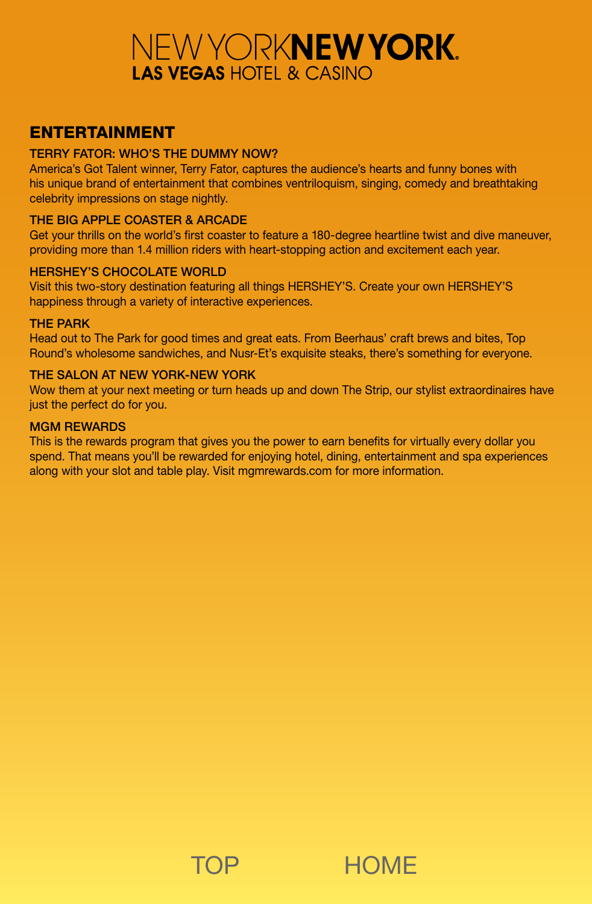# NEW YORK NEW YORK
## LAS VEGAS HOTEL & CASINO

## ENTERTAINMENT

### TERRY FATOR: WHO'S THE DUMMY NOW?

America's Got Talent winner, Terry Fator, captures the audience's hearts and funny bones with his unique brand of entertainment that combines ventriloquism, singing, comedy and breathtaking celebrity impressions on stage nightly.

### THE BIG APPLE COASTER & ARCADE

Get your thrills on the world's first coaster to feature a 180-degree heartline twist and dive maneuver, providing more than 1.4 million riders with heart-stopping action and excitement each year.

### HERSHEY'S CHOCOLATE WORLD

Visit this two-story destination featuring all things HERSHEY'S. Create your own HERSHEY'S happiness through a variety of interactive experiences.

### THE PARK

Head out to The Park for good times and great eats. From Beerhaus' craft brews and bites, Top Round's wholesome sandwiches, and Nusr-Et's exquisite steaks, there's something for everyone.

### THE SALON AT NEW YORK-NEW YORK

Wow them at your next meeting or turn heads up and down The Strip, our stylist extraordinaires have just the perfect do for you.

### MGM REWARDS

This is the rewards program that gives you the power to earn benefits for virtually every dollar you spend. That means you'll be rewarded for enjoying hotel, dining, entertainment and spa experiences along with your slot and table play. Visit mgmrewards.com for more information.

TOP HOME